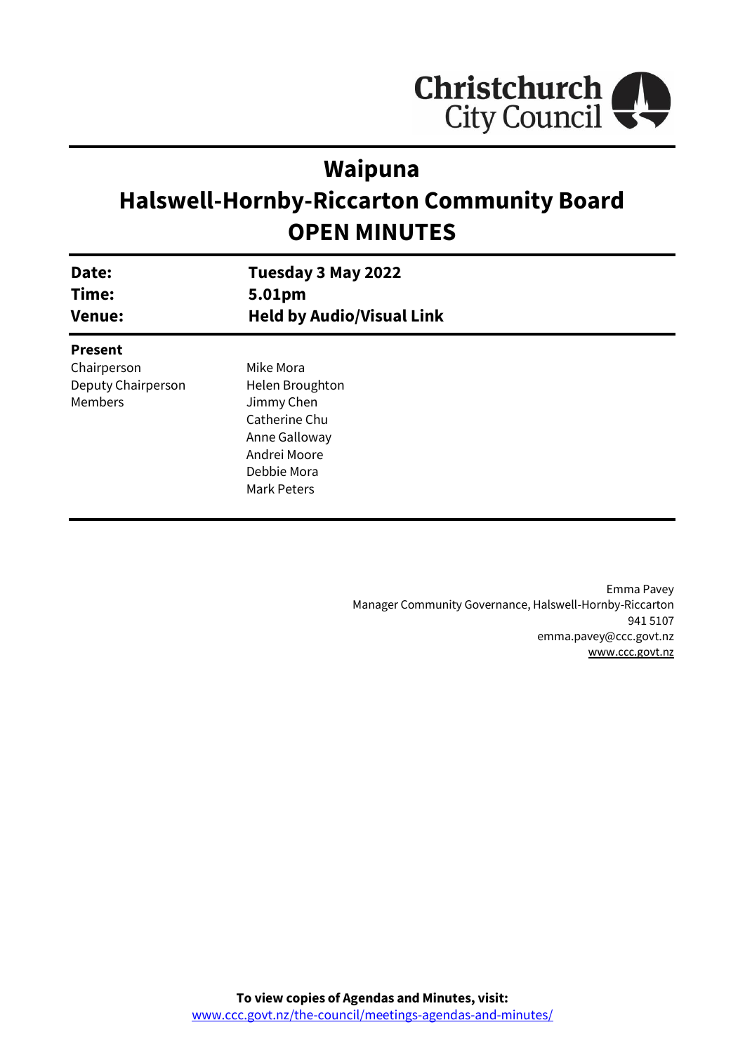Christchurch City Council

# Waipuna
# Halswell-Hornby-Riccarton Community Board
# OPEN MINUTES

| | |
|---|---|
| **Date:** | **Tuesday 3 May 2022** |
| **Time:** | **5.01pm** |
| **Venue:** | **Held by Audio/Visual Link** |

**Present**

| | |
|---|---|
| Chairperson | Mike Mora |
| Deputy Chairperson | Helen Broughton |
| Members | Jimmy Chen |
| | Catherine Chu |
| | Anne Galloway |
| | Andrei Moore |
| | Debbie Mora |
| | Mark Peters |

Emma Pavey
Manager Community Governance, Halswell-Hornby-Riccarton
941 5107
emma.pavey@ccc.govt.nz
www.ccc.govt.nz

**To view copies of Agendas and Minutes, visit:**
www.ccc.govt.nz/the-council/meetings-agendas-and-minutes/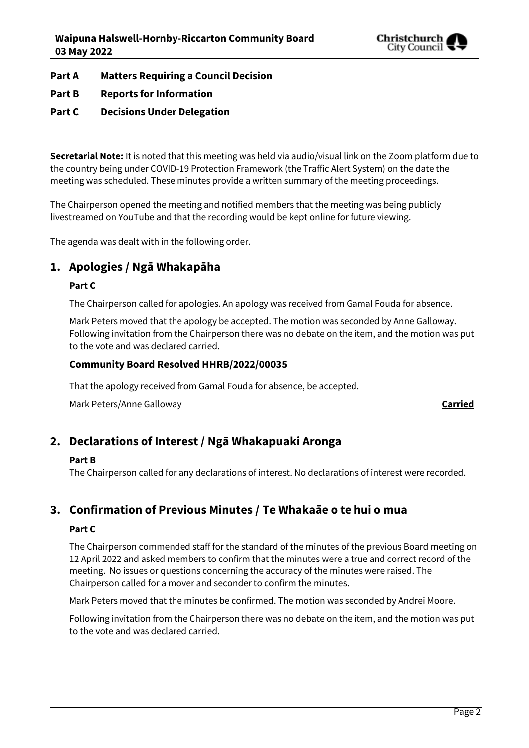**Part A Matters Requiring a Council Decision**

**Part B Reports for Information**

**Part C Decisions Under Delegation**

---

**Secretarial Note:** It is noted that this meeting was held via audio/visual link on the Zoom platform due to the country being under COVID-19 Protection Framework (the Traffic Alert System) on the date the meeting was scheduled. These minutes provide a written summary of the meeting proceedings.

The Chairperson opened the meeting and notified members that the meeting was being publicly livestreamed on YouTube and that the recording would be kept online for future viewing.

The agenda was dealt with in the following order.

## 1. Apologies / Ngā Whakapāha

**Part C**

The Chairperson called for apologies. An apology was received from Gamal Fouda for absence.

Mark Peters moved that the apology be accepted. The motion was seconded by Anne Galloway. Following invitation from the Chairperson there was no debate on the item, and the motion was put to the vote and was declared carried.

### Community Board Resolved HHRB/2022/00035

That the apology received from Gamal Fouda for absence, be accepted.

Mark Peters/Anne Galloway **Carried**

## 2. Declarations of Interest / Ngā Whakapuaki Aronga

**Part B**

The Chairperson called for any declarations of interest. No declarations of interest were recorded.

## 3. Confirmation of Previous Minutes / Te Whakaāe o te hui o mua

**Part C**

The Chairperson commended staff for the standard of the minutes of the previous Board meeting on 12 April 2022 and asked members to confirm that the minutes were a true and correct record of the meeting. No issues or questions concerning the accuracy of the minutes were raised. The Chairperson called for a mover and seconder to confirm the minutes.

Mark Peters moved that the minutes be confirmed. The motion was seconded by Andrei Moore.

Following invitation from the Chairperson there was no debate on the item, and the motion was put to the vote and was declared carried.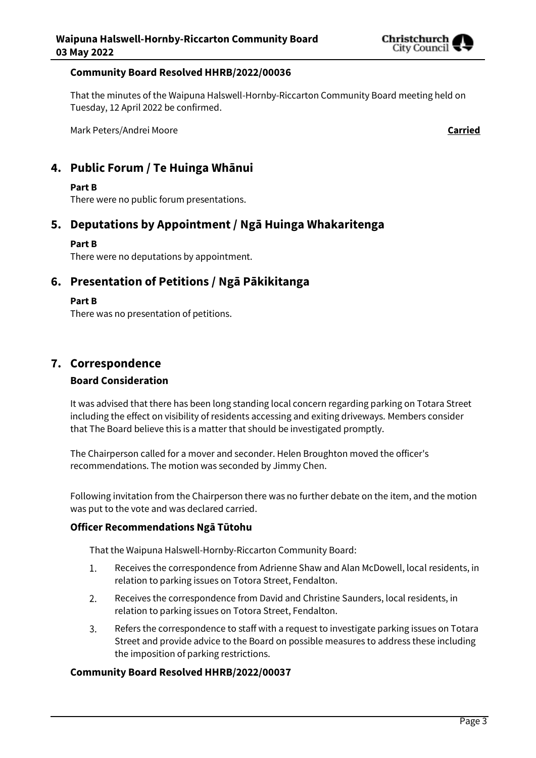### Community Board Resolved HHRB/2022/00036

That the minutes of the Waipuna Halswell-Hornby-Riccarton Community Board meeting held on Tuesday, 12 April 2022 be confirmed.

Mark Peters/Andrei Moore **Carried**

## 4. Public Forum / Te Huinga Whānui

**Part B**

There were no public forum presentations.

## 5. Deputations by Appointment / Ngā Huinga Whakaritenga

**Part B**

There were no deputations by appointment.

## 6. Presentation of Petitions / Ngā Pākikitanga

**Part B**

There was no presentation of petitions.

## 7. Correspondence

### Board Consideration

It was advised that there has been long standing local concern regarding parking on Totara Street including the effect on visibility of residents accessing and exiting driveways. Members consider that The Board believe this is a matter that should be investigated promptly.

The Chairperson called for a mover and seconder. Helen Broughton moved the officer's recommendations. The motion was seconded by Jimmy Chen.

Following invitation from the Chairperson there was no further debate on the item, and the motion was put to the vote and was declared carried.

### Officer Recommendations Ngā Tūtohu

That the Waipuna Halswell-Hornby-Riccarton Community Board:

1. Receives the correspondence from Adrienne Shaw and Alan McDowell, local residents, in relation to parking issues on Totora Street, Fendalton.
2. Receives the correspondence from David and Christine Saunders, local residents, in relation to parking issues on Totora Street, Fendalton.
3. Refers the correspondence to staff with a request to investigate parking issues on Totara Street and provide advice to the Board on possible measures to address these including the imposition of parking restrictions.

### Community Board Resolved HHRB/2022/00037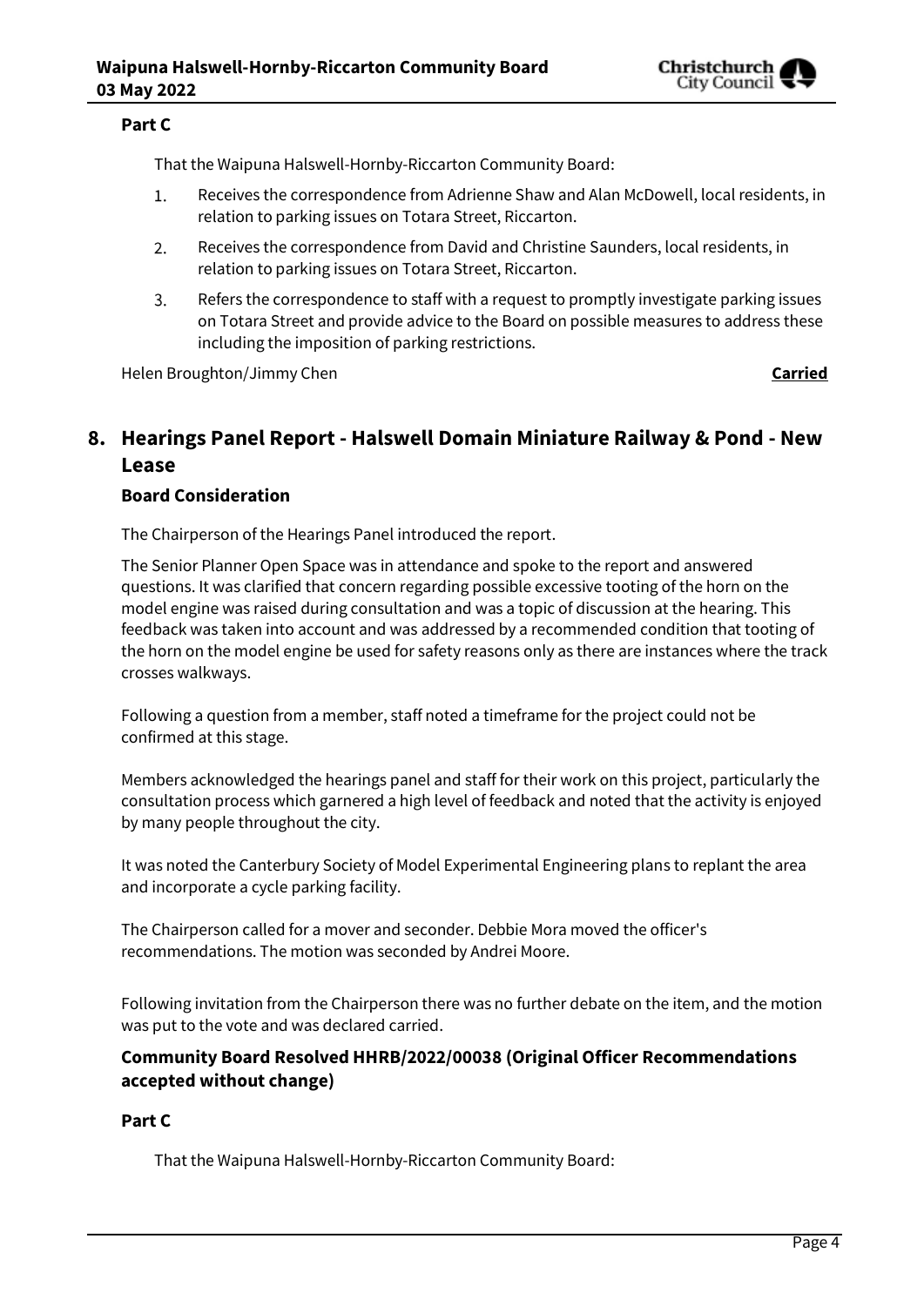**Part C**

That the Waipuna Halswell-Hornby-Riccarton Community Board:

1. Receives the correspondence from Adrienne Shaw and Alan McDowell, local residents, in relation to parking issues on Totara Street, Riccarton.
2. Receives the correspondence from David and Christine Saunders, local residents, in relation to parking issues on Totara Street, Riccarton.
3. Refers the correspondence to staff with a request to promptly investigate parking issues on Totara Street and provide advice to the Board on possible measures to address these including the imposition of parking restrictions.

Helen Broughton/Jimmy Chen **Carried**

## 8. Hearings Panel Report - Halswell Domain Miniature Railway & Pond - New Lease

### Board Consideration

The Chairperson of the Hearings Panel introduced the report.

The Senior Planner Open Space was in attendance and spoke to the report and answered questions. It was clarified that concern regarding possible excessive tooting of the horn on the model engine was raised during consultation and was a topic of discussion at the hearing. This feedback was taken into account and was addressed by a recommended condition that tooting of the horn on the model engine be used for safety reasons only as there are instances where the track crosses walkways.

Following a question from a member, staff noted a timeframe for the project could not be confirmed at this stage.

Members acknowledged the hearings panel and staff for their work on this project, particularly the consultation process which garnered a high level of feedback and noted that the activity is enjoyed by many people throughout the city.

It was noted the Canterbury Society of Model Experimental Engineering plans to replant the area and incorporate a cycle parking facility.

The Chairperson called for a mover and seconder. Debbie Mora moved the officer's recommendations. The motion was seconded by Andrei Moore.

Following invitation from the Chairperson there was no further debate on the item, and the motion was put to the vote and was declared carried.

### Community Board Resolved HHRB/2022/00038 (Original Officer Recommendations accepted without change)

**Part C**

That the Waipuna Halswell-Hornby-Riccarton Community Board: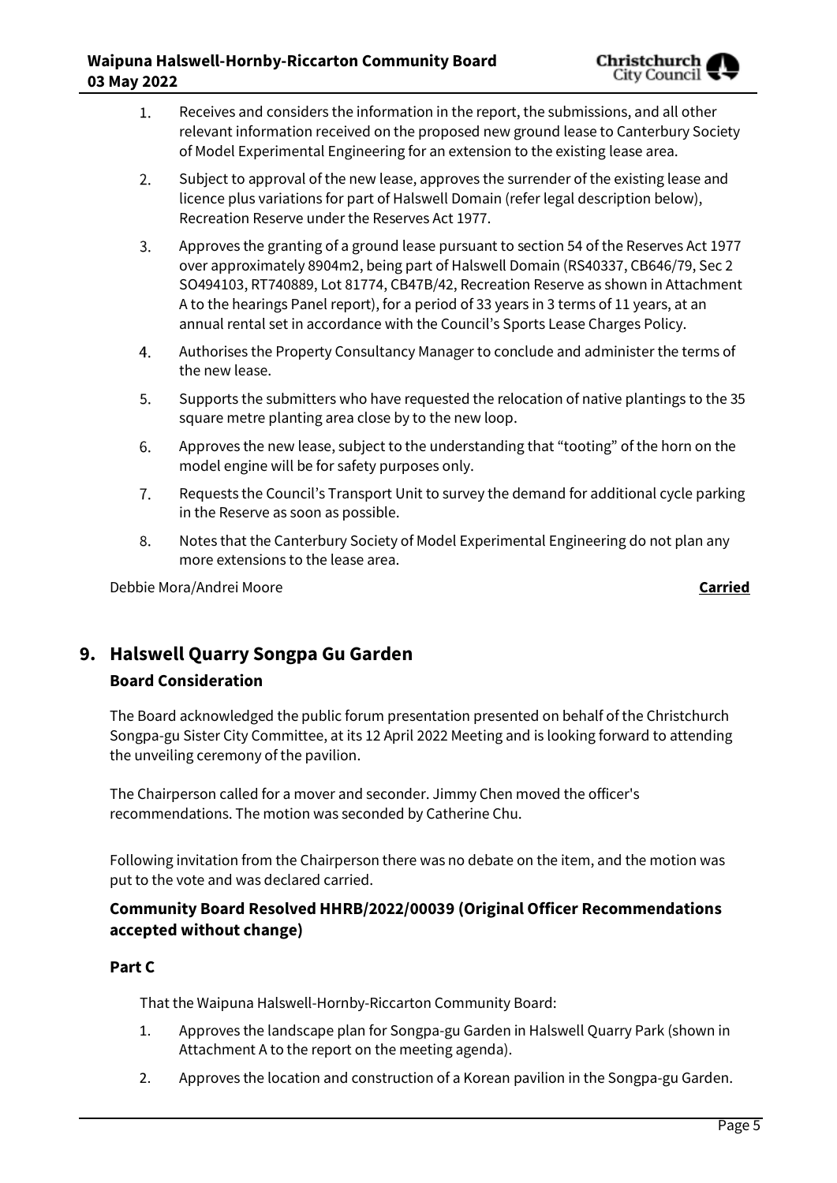1. Receives and considers the information in the report, the submissions, and all other relevant information received on the proposed new ground lease to Canterbury Society of Model Experimental Engineering for an extension to the existing lease area.
2. Subject to approval of the new lease, approves the surrender of the existing lease and licence plus variations for part of Halswell Domain (refer legal description below), Recreation Reserve under the Reserves Act 1977.
3. Approves the granting of a ground lease pursuant to section 54 of the Reserves Act 1977 over approximately 8904m2, being part of Halswell Domain (RS40337, CB646/79, Sec 2 SO494103, RT740889, Lot 81774, CB47B/42, Recreation Reserve as shown in Attachment A to the hearings Panel report), for a period of 33 years in 3 terms of 11 years, at an annual rental set in accordance with the Council's Sports Lease Charges Policy.
4. Authorises the Property Consultancy Manager to conclude and administer the terms of the new lease.
5. Supports the submitters who have requested the relocation of native plantings to the 35 square metre planting area close by to the new loop.
6. Approves the new lease, subject to the understanding that "tooting" of the horn on the model engine will be for safety purposes only.
7. Requests the Council's Transport Unit to survey the demand for additional cycle parking in the Reserve as soon as possible.
8. Notes that the Canterbury Society of Model Experimental Engineering do not plan any more extensions to the lease area.

Debbie Mora/Andrei Moore **Carried**

## 9. Halswell Quarry Songpa Gu Garden

### Board Consideration

The Board acknowledged the public forum presentation presented on behalf of the Christchurch Songpa-gu Sister City Committee, at its 12 April 2022 Meeting and is looking forward to attending the unveiling ceremony of the pavilion.

The Chairperson called for a mover and seconder. Jimmy Chen moved the officer's recommendations. The motion was seconded by Catherine Chu.

Following invitation from the Chairperson there was no debate on the item, and the motion was put to the vote and was declared carried.

### Community Board Resolved HHRB/2022/00039 (Original Officer Recommendations accepted without change)

#### Part C

That the Waipuna Halswell-Hornby-Riccarton Community Board:

1. Approves the landscape plan for Songpa-gu Garden in Halswell Quarry Park (shown in Attachment A to the report on the meeting agenda).
2. Approves the location and construction of a Korean pavilion in the Songpa-gu Garden.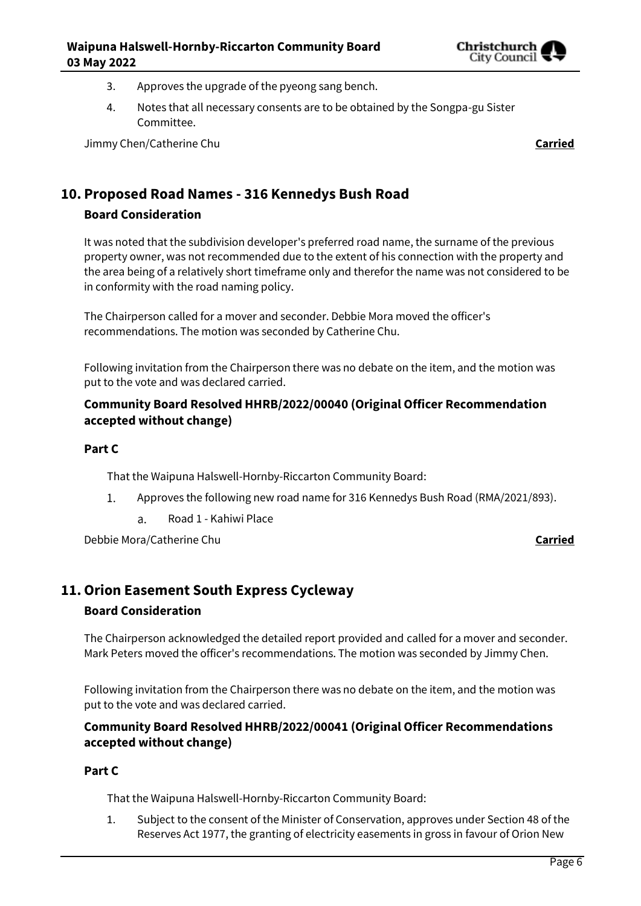3. Approves the upgrade of the pyeong sang bench.
4. Notes that all necessary consents are to be obtained by the Songpa-gu Sister Committee.

Jimmy Chen/Catherine Chu **Carried**

## 10. Proposed Road Names - 316 Kennedys Bush Road

### Board Consideration

It was noted that the subdivision developer's preferred road name, the surname of the previous property owner, was not recommended due to the extent of his connection with the property and the area being of a relatively short timeframe only and therefor the name was not considered to be in conformity with the road naming policy.

The Chairperson called for a mover and seconder. Debbie Mora moved the officer's recommendations. The motion was seconded by Catherine Chu.

Following invitation from the Chairperson there was no debate on the item, and the motion was put to the vote and was declared carried.

### Community Board Resolved HHRB/2022/00040 (Original Officer Recommendation accepted without change)

**Part C**

That the Waipuna Halswell-Hornby-Riccarton Community Board:

1. Approves the following new road name for 316 Kennedys Bush Road (RMA/2021/893).
   a. Road 1 - Kahiwi Place

Debbie Mora/Catherine Chu **Carried**

## 11. Orion Easement South Express Cycleway

### Board Consideration

The Chairperson acknowledged the detailed report provided and called for a mover and seconder. Mark Peters moved the officer's recommendations. The motion was seconded by Jimmy Chen.

Following invitation from the Chairperson there was no debate on the item, and the motion was put to the vote and was declared carried.

### Community Board Resolved HHRB/2022/00041 (Original Officer Recommendations accepted without change)

**Part C**

That the Waipuna Halswell-Hornby-Riccarton Community Board:

1. Subject to the consent of the Minister of Conservation, approves under Section 48 of the Reserves Act 1977, the granting of electricity easements in gross in favour of Orion New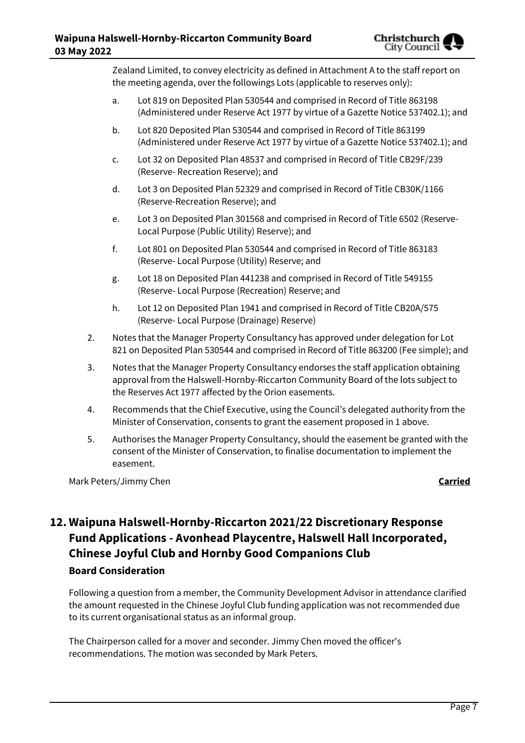Zealand Limited, to convey electricity as defined in Attachment A to the staff report on the meeting agenda, over the followings Lots (applicable to reserves only):

   a. Lot 819 on Deposited Plan 530544 and comprised in Record of Title 863198 (Administered under Reserve Act 1977 by virtue of a Gazette Notice 537402.1); and

   b. Lot 820 Deposited Plan 530544 and comprised in Record of Title 863199 (Administered under Reserve Act 1977 by virtue of a Gazette Notice 537402.1); and

   c. Lot 32 on Deposited Plan 48537 and comprised in Record of Title CB29F/239 (Reserve- Recreation Reserve); and

   d. Lot 3 on Deposited Plan 52329 and comprised in Record of Title CB30K/1166 (Reserve-Recreation Reserve); and

   e. Lot 3 on Deposited Plan 301568 and comprised in Record of Title 6502 (Reserve- Local Purpose (Public Utility) Reserve); and

   f. Lot 801 on Deposited Plan 530544 and comprised in Record of Title 863183 (Reserve- Local Purpose (Utility) Reserve; and

   g. Lot 18 on Deposited Plan 441238 and comprised in Record of Title 549155 (Reserve- Local Purpose (Recreation) Reserve; and

   h. Lot 12 on Deposited Plan 1941 and comprised in Record of Title CB20A/575 (Reserve- Local Purpose (Drainage) Reserve)

2. Notes that the Manager Property Consultancy has approved under delegation for Lot 821 on Deposited Plan 530544 and comprised in Record of Title 863200 (Fee simple); and

3. Notes that the Manager Property Consultancy endorses the staff application obtaining approval from the Halswell-Hornby-Riccarton Community Board of the lots subject to the Reserves Act 1977 affected by the Orion easements.

4. Recommends that the Chief Executive, using the Council's delegated authority from the Minister of Conservation, consents to grant the easement proposed in 1 above.

5. Authorises the Manager Property Consultancy, should the easement be granted with the consent of the Minister of Conservation, to finalise documentation to implement the easement.

Mark Peters/Jimmy Chen **Carried**

## 12. Waipuna Halswell-Hornby-Riccarton 2021/22 Discretionary Response Fund Applications - Avonhead Playcentre, Halswell Hall Incorporated, Chinese Joyful Club and Hornby Good Companions Club

### Board Consideration

Following a question from a member, the Community Development Advisor in attendance clarified the amount requested in the Chinese Joyful Club funding application was not recommended due to its current organisational status as an informal group.

The Chairperson called for a mover and seconder. Jimmy Chen moved the officer's recommendations. The motion was seconded by Mark Peters.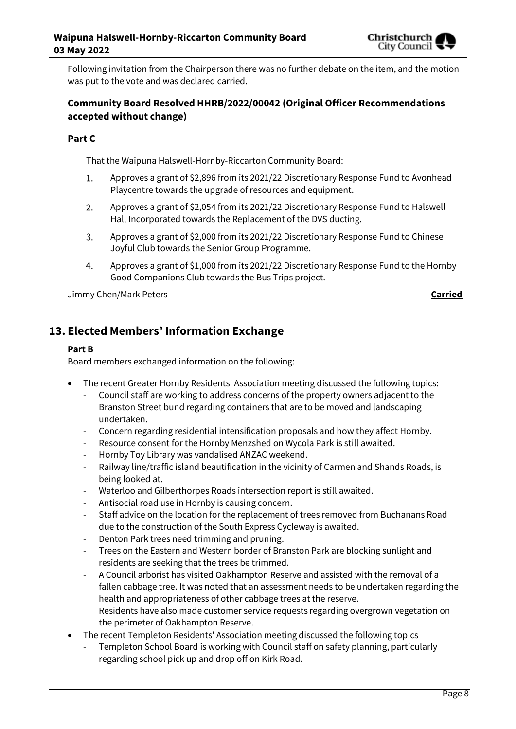Following invitation from the Chairperson there was no further debate on the item, and the motion was put to the vote and was declared carried.

### Community Board Resolved HHRB/2022/00042 (Original Officer Recommendations accepted without change)

**Part C**

That the Waipuna Halswell-Hornby-Riccarton Community Board:

1. Approves a grant of $2,896 from its 2021/22 Discretionary Response Fund to Avonhead Playcentre towards the upgrade of resources and equipment.
2. Approves a grant of $2,054 from its 2021/22 Discretionary Response Fund to Halswell Hall Incorporated towards the Replacement of the DVS ducting.
3. Approves a grant of $2,000 from its 2021/22 Discretionary Response Fund to Chinese Joyful Club towards the Senior Group Programme.
4. Approves a grant of $1,000 from its 2021/22 Discretionary Response Fund to the Hornby Good Companions Club towards the Bus Trips project.

Jimmy Chen/Mark Peters **Carried**

## 13. Elected Members' Information Exchange

**Part B**

Board members exchanged information on the following:

- The recent Greater Hornby Residents' Association meeting discussed the following topics:
  - Council staff are working to address concerns of the property owners adjacent to the Branston Street bund regarding containers that are to be moved and landscaping undertaken.
  - Concern regarding residential intensification proposals and how they affect Hornby.
  - Resource consent for the Hornby Menzshed on Wycola Park is still awaited.
  - Hornby Toy Library was vandalised ANZAC weekend.
  - Railway line/traffic island beautification in the vicinity of Carmen and Shands Roads, is being looked at.
  - Waterloo and Gilberthorpes Roads intersection report is still awaited.
  - Antisocial road use in Hornby is causing concern.
  - Staff advice on the location for the replacement of trees removed from Buchanans Road due to the construction of the South Express Cycleway is awaited.
  - Denton Park trees need trimming and pruning.
  - Trees on the Eastern and Western border of Branston Park are blocking sunlight and residents are seeking that the trees be trimmed.
  - A Council arborist has visited Oakhampton Reserve and assisted with the removal of a fallen cabbage tree. It was noted that an assessment needs to be undertaken regarding the health and appropriateness of other cabbage trees at the reserve.
    Residents have also made customer service requests regarding overgrown vegetation on the perimeter of Oakhampton Reserve.
- The recent Templeton Residents' Association meeting discussed the following topics
  - Templeton School Board is working with Council staff on safety planning, particularly regarding school pick up and drop off on Kirk Road.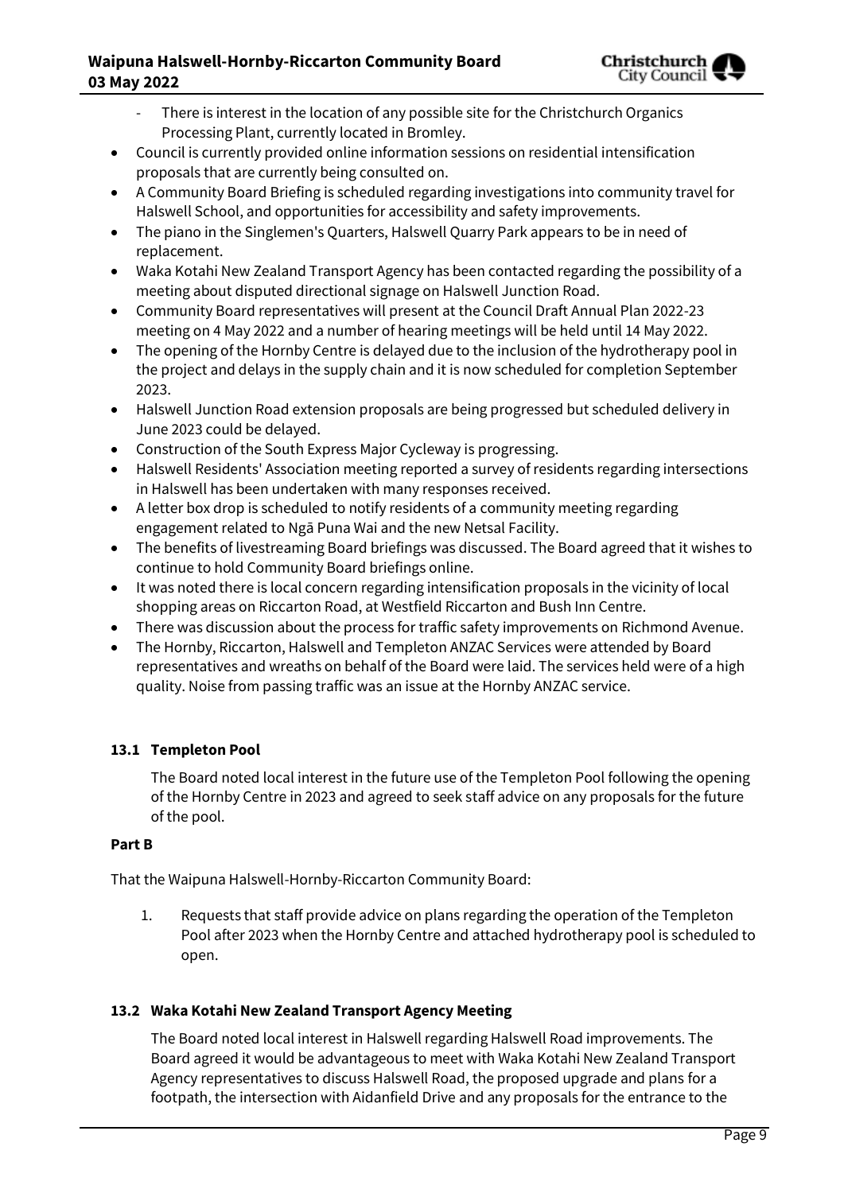- There is interest in the location of any possible site for the Christchurch Organics Processing Plant, currently located in Bromley.

- Council is currently provided online information sessions on residential intensification proposals that are currently being consulted on.
- A Community Board Briefing is scheduled regarding investigations into community travel for Halswell School, and opportunities for accessibility and safety improvements.
- The piano in the Singlemen's Quarters, Halswell Quarry Park appears to be in need of replacement.
- Waka Kotahi New Zealand Transport Agency has been contacted regarding the possibility of a meeting about disputed directional signage on Halswell Junction Road.
- Community Board representatives will present at the Council Draft Annual Plan 2022-23 meeting on 4 May 2022 and a number of hearing meetings will be held until 14 May 2022.
- The opening of the Hornby Centre is delayed due to the inclusion of the hydrotherapy pool in the project and delays in the supply chain and it is now scheduled for completion September 2023.
- Halswell Junction Road extension proposals are being progressed but scheduled delivery in June 2023 could be delayed.
- Construction of the South Express Major Cycleway is progressing.
- Halswell Residents' Association meeting reported a survey of residents regarding intersections in Halswell has been undertaken with many responses received.
- A letter box drop is scheduled to notify residents of a community meeting regarding engagement related to Ngā Puna Wai and the new Netsal Facility.
- The benefits of livestreaming Board briefings was discussed. The Board agreed that it wishes to continue to hold Community Board briefings online.
- It was noted there is local concern regarding intensification proposals in the vicinity of local shopping areas on Riccarton Road, at Westfield Riccarton and Bush Inn Centre.
- There was discussion about the process for traffic safety improvements on Richmond Avenue.
- The Hornby, Riccarton, Halswell and Templeton ANZAC Services were attended by Board representatives and wreaths on behalf of the Board were laid. The services held were of a high quality. Noise from passing traffic was an issue at the Hornby ANZAC service.

### 13.1 Templeton Pool

The Board noted local interest in the future use of the Templeton Pool following the opening of the Hornby Centre in 2023 and agreed to seek staff advice on any proposals for the future of the pool.

**Part B**

That the Waipuna Halswell-Hornby-Riccarton Community Board:

1. Requests that staff provide advice on plans regarding the operation of the Templeton Pool after 2023 when the Hornby Centre and attached hydrotherapy pool is scheduled to open.

### 13.2 Waka Kotahi New Zealand Transport Agency Meeting

The Board noted local interest in Halswell regarding Halswell Road improvements. The Board agreed it would be advantageous to meet with Waka Kotahi New Zealand Transport Agency representatives to discuss Halswell Road, the proposed upgrade and plans for a footpath, the intersection with Aidanfield Drive and any proposals for the entrance to the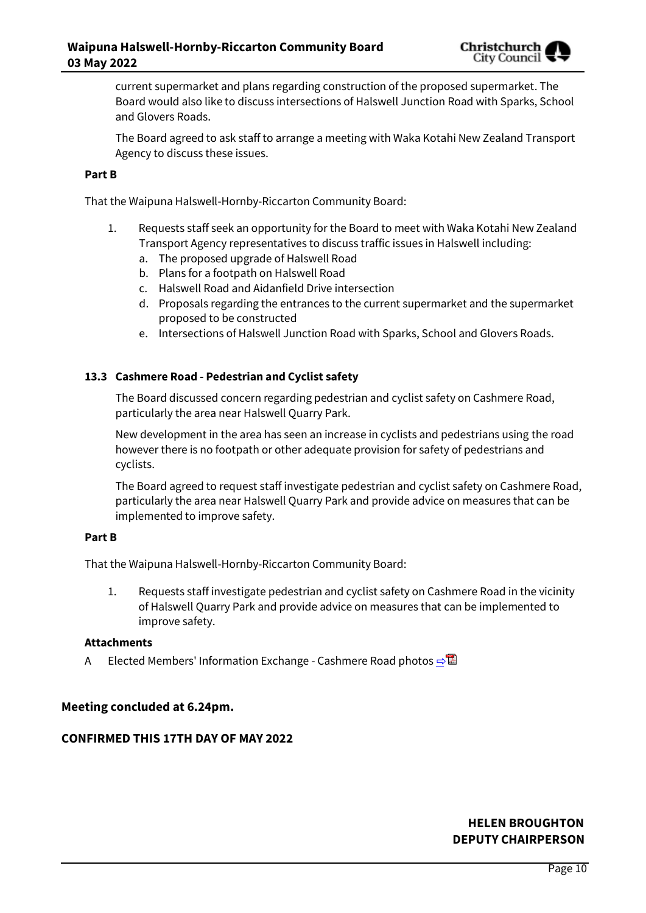current supermarket and plans regarding construction of the proposed supermarket. The Board would also like to discuss intersections of Halswell Junction Road with Sparks, School and Glovers Roads.

The Board agreed to ask staff to arrange a meeting with Waka Kotahi New Zealand Transport Agency to discuss these issues.

**Part B**

That the Waipuna Halswell-Hornby-Riccarton Community Board:

1. Requests staff seek an opportunity for the Board to meet with Waka Kotahi New Zealand Transport Agency representatives to discuss traffic issues in Halswell including:
   a. The proposed upgrade of Halswell Road
   b. Plans for a footpath on Halswell Road
   c. Halswell Road and Aidanfield Drive intersection
   d. Proposals regarding the entrances to the current supermarket and the supermarket proposed to be constructed
   e. Intersections of Halswell Junction Road with Sparks, School and Glovers Roads.

### 13.3 Cashmere Road - Pedestrian and Cyclist safety

The Board discussed concern regarding pedestrian and cyclist safety on Cashmere Road, particularly the area near Halswell Quarry Park.

New development in the area has seen an increase in cyclists and pedestrians using the road however there is no footpath or other adequate provision for safety of pedestrians and cyclists.

The Board agreed to request staff investigate pedestrian and cyclist safety on Cashmere Road, particularly the area near Halswell Quarry Park and provide advice on measures that can be implemented to improve safety.

**Part B**

That the Waipuna Halswell-Hornby-Riccarton Community Board:

1. Requests staff investigate pedestrian and cyclist safety on Cashmere Road in the vicinity of Halswell Quarry Park and provide advice on measures that can be implemented to improve safety.

**Attachments**

A Elected Members' Information Exchange - Cashmere Road photos ⇨

**Meeting concluded at 6.24pm.**

**CONFIRMED THIS 17TH DAY OF MAY 2022**

**HELEN BROUGHTON**
**DEPUTY CHAIRPERSON**